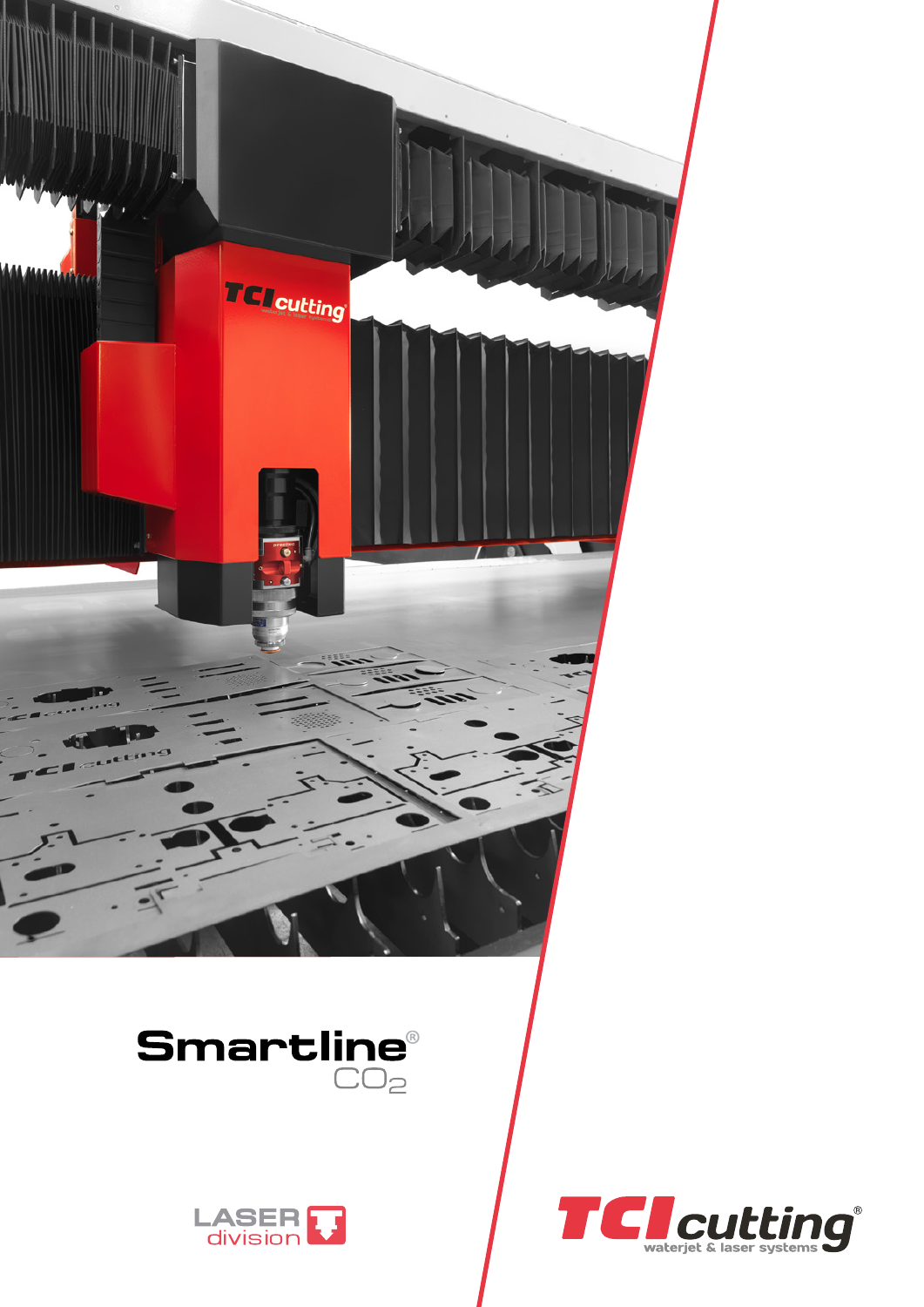# Smartline® $CO_2$

LASER division

TCI cutting® waterjet & laser systems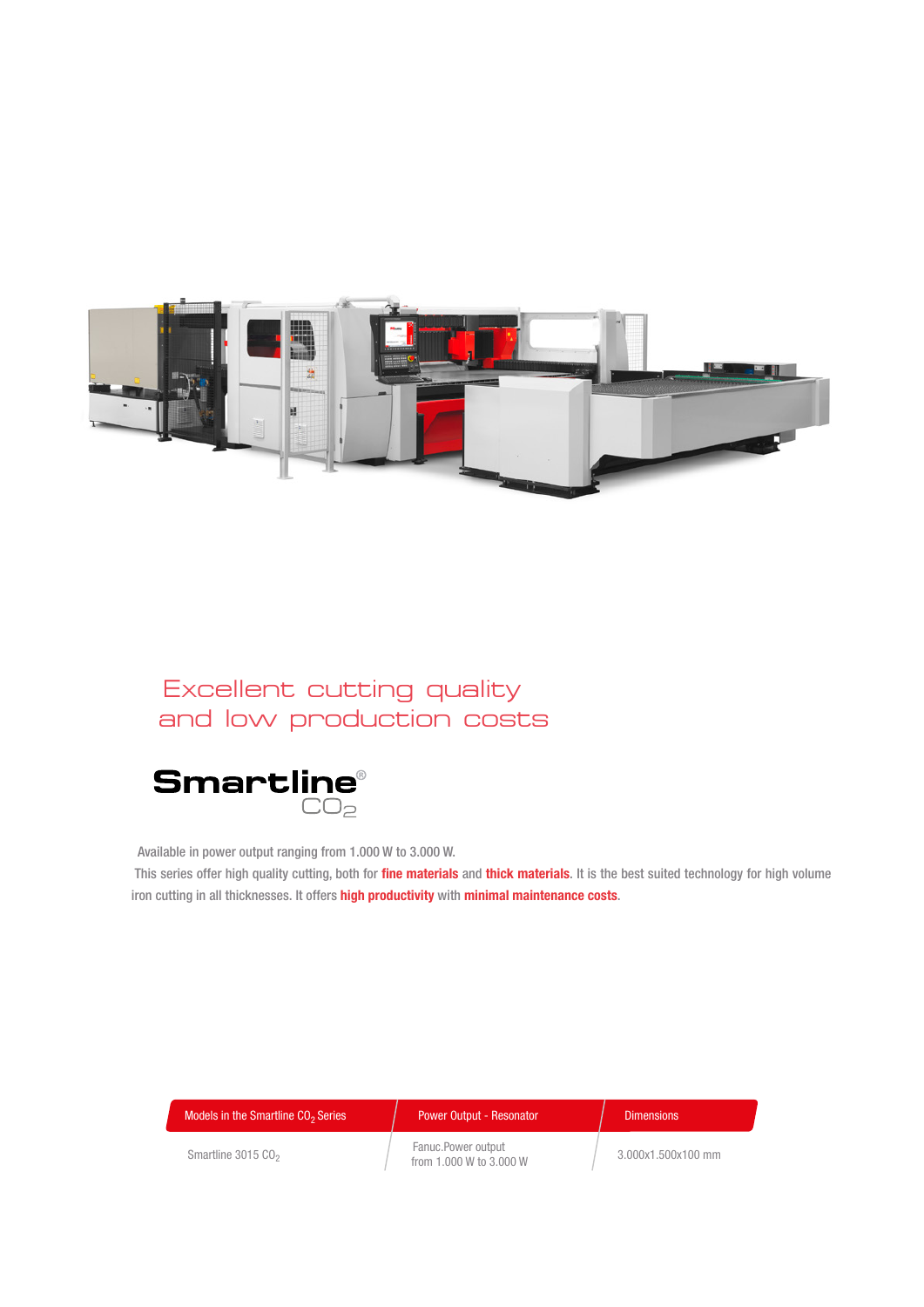## Excellent cutting quality and low production costs

# Smartline® $CO_2$

Available in power output ranging from 1.000 W to 3.000 W.

This series offer high quality cutting, both for **fine materials** and **thick materials**. It is the best suited technology for high volume iron cutting in all thicknesses. It offers **high productivity** with **minimal maintenance costs**.

| Models in the Smartline $CO_2$ Series | Power Output - Resonator | Dimensions |
|---|---|---|
| Smartline 3015 $CO_2$ | Fanuc.Power output from 1.000 W to 3.000 W | 3.000x1.500x100 mm |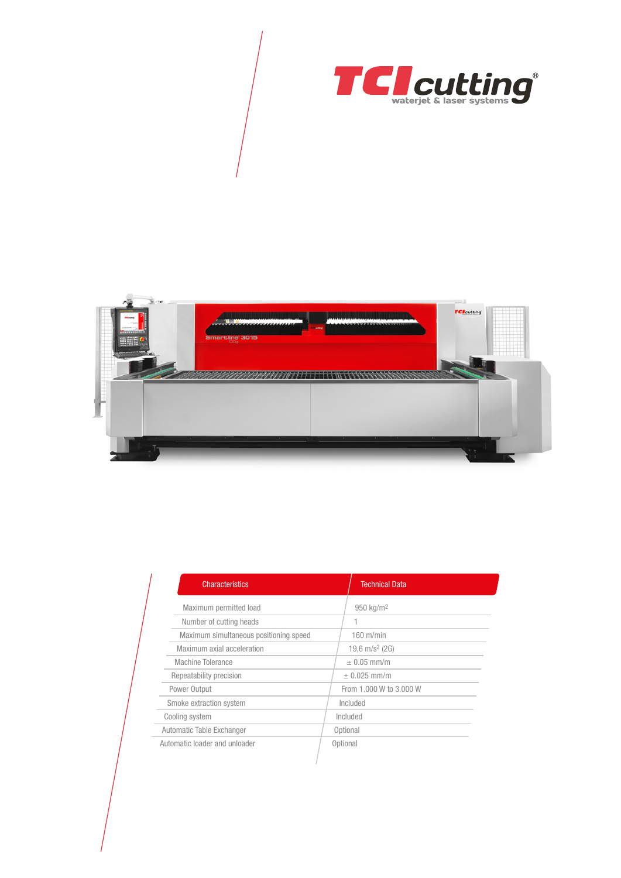| Characteristics | Technical Data |
| --- | --- |
| Maximum permitted load | 950 kg/m² |
| Number of cutting heads | 1 |
| Maximum simultaneous positioning speed | 160 m/min |
| Maximum axial acceleration | 19,6 m/s² (2G) |
| Machine Tolerance | ± 0.05 mm/m |
| Repeatability precision | ± 0.025 mm/m |
| Power Output | From 1.000 W to 3.000 W |
| Smoke extraction system | Included |
| Cooling system | Included |
| Automatic Table Exchanger | Optional |
| Automatic loader and unloader | Optional |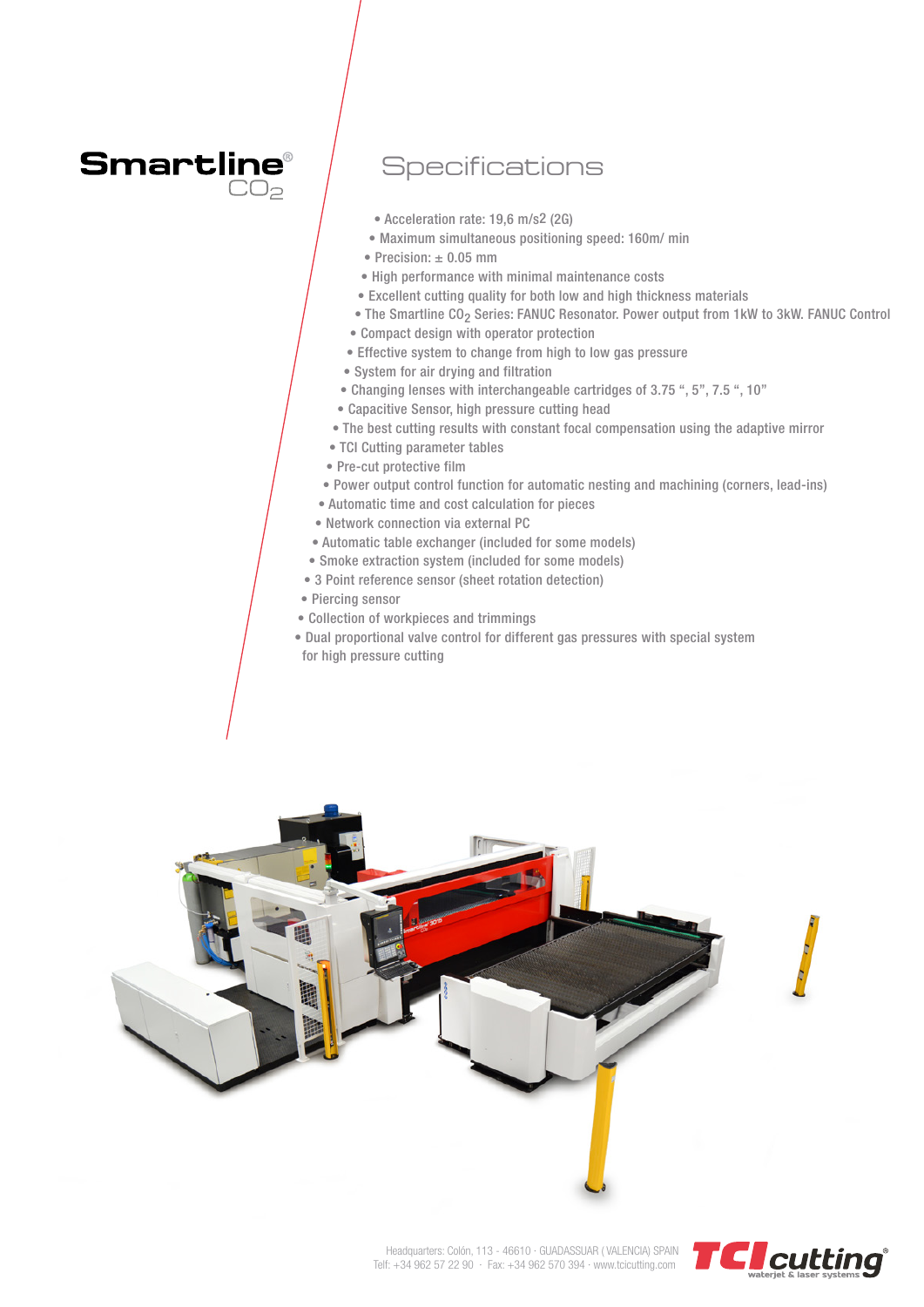# Smartline® $CO_2$

## Specifications

- Acceleration rate: 19,6 m/s2 (2G)
- Maximum simultaneous positioning speed: 160m/ min
- Precision: ± 0.05 mm
- High performance with minimal maintenance costs
- Excellent cutting quality for both low and high thickness materials
- The Smartline $CO_2$ Series: FANUC Resonator. Power output from 1kW to 3kW. FANUC Control
- Compact design with operator protection
- Effective system to change from high to low gas pressure
- System for air drying and filtration
- Changing lenses with interchangeable cartridges of 3.75 ", 5", 7.5 ", 10"
- Capacitive Sensor, high pressure cutting head
- The best cutting results with constant focal compensation using the adaptive mirror
- TCI Cutting parameter tables
- Pre-cut protective film
- Power output control function for automatic nesting and machining (corners, lead-ins)
- Automatic time and cost calculation for pieces
- Network connection via external PC
- Automatic table exchanger (included for some models)
- Smoke extraction system (included for some models)
- 3 Point reference sensor (sheet rotation detection)
- Piercing sensor
- Collection of workpieces and trimmings
- Dual proportional valve control for different gas pressures with special system for high pressure cutting

Headquarters: Colón, 113 - 46610 · GUADASSUAR ( VALENCIA) SPAIN
Telf: +34 962 57 22 90 · Fax: +34 962 570 394 · www.tcicutting.com

TCI cutting® waterjet & laser systems